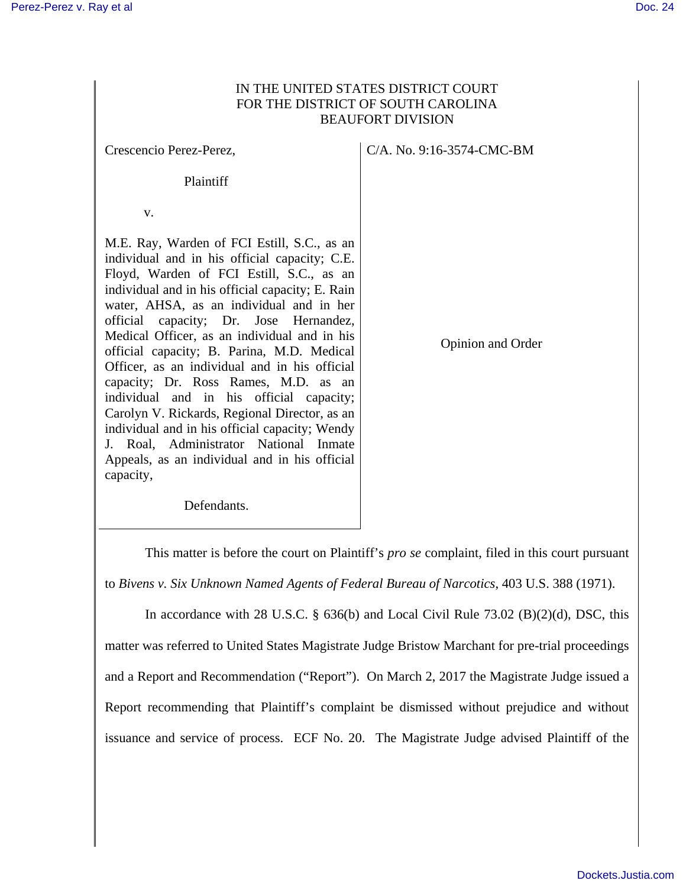IN THE UNITED STATES DISTRICT COURT
FOR THE DISTRICT OF SOUTH CAROLINA
BEAUFORT DIVISION

Crescencio Perez-Perez,

Plaintiff

v.

M.E. Ray, Warden of FCI Estill, S.C., as an individual and in his official capacity; C.E. Floyd, Warden of FCI Estill, S.C., as an individual and in his official capacity; E. Rain water, AHSA, as an individual and in her official capacity; Dr. Jose Hernandez, Medical Officer, as an individual and in his official capacity; B. Parina, M.D. Medical Officer, as an individual and in his official capacity; Dr. Ross Rames, M.D. as an individual and in his official capacity; Carolyn V. Rickards, Regional Director, as an individual and in his official capacity; Wendy J. Roal, Administrator National Inmate Appeals, as an individual and in his official capacity,

Defendants.

C/A. No. 9:16-3574-CMC-BM

Opinion and Order

This matter is before the court on Plaintiff's *pro se* complaint, filed in this court pursuant to *Bivens v. Six Unknown Named Agents of Federal Bureau of Narcotics*, 403 U.S. 388 (1971).

In accordance with 28 U.S.C. § 636(b) and Local Civil Rule 73.02 (B)(2)(d), DSC, this matter was referred to United States Magistrate Judge Bristow Marchant for pre-trial proceedings and a Report and Recommendation ("Report"). On March 2, 2017 the Magistrate Judge issued a Report recommending that Plaintiff's complaint be dismissed without prejudice and without issuance and service of process. ECF No. 20. The Magistrate Judge advised Plaintiff of the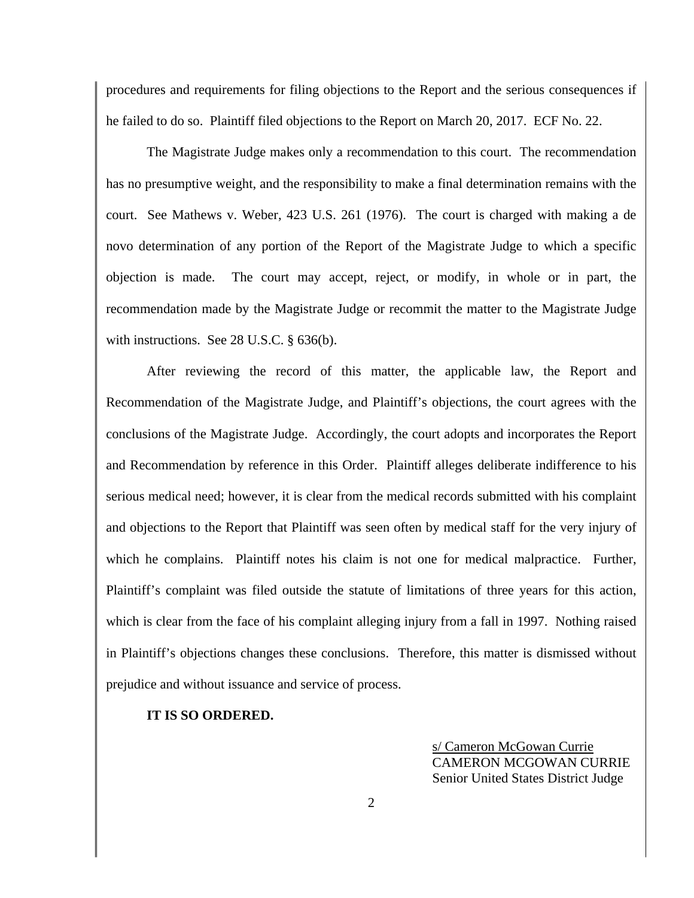procedures and requirements for filing objections to the Report and the serious consequences if he failed to do so. Plaintiff filed objections to the Report on March 20, 2017. ECF No. 22.

The Magistrate Judge makes only a recommendation to this court. The recommendation has no presumptive weight, and the responsibility to make a final determination remains with the court. See Mathews v. Weber, 423 U.S. 261 (1976). The court is charged with making a de novo determination of any portion of the Report of the Magistrate Judge to which a specific objection is made. The court may accept, reject, or modify, in whole or in part, the recommendation made by the Magistrate Judge or recommit the matter to the Magistrate Judge with instructions. See 28 U.S.C. § 636(b).

After reviewing the record of this matter, the applicable law, the Report and Recommendation of the Magistrate Judge, and Plaintiff's objections, the court agrees with the conclusions of the Magistrate Judge. Accordingly, the court adopts and incorporates the Report and Recommendation by reference in this Order. Plaintiff alleges deliberate indifference to his serious medical need; however, it is clear from the medical records submitted with his complaint and objections to the Report that Plaintiff was seen often by medical staff for the very injury of which he complains. Plaintiff notes his claim is not one for medical malpractice. Further, Plaintiff's complaint was filed outside the statute of limitations of three years for this action, which is clear from the face of his complaint alleging injury from a fall in 1997. Nothing raised in Plaintiff's objections changes these conclusions. Therefore, this matter is dismissed without prejudice and without issuance and service of process.

**IT IS SO ORDERED.**

s/ Cameron McGowan Currie
CAMERON MCGOWAN CURRIE
Senior United States District Judge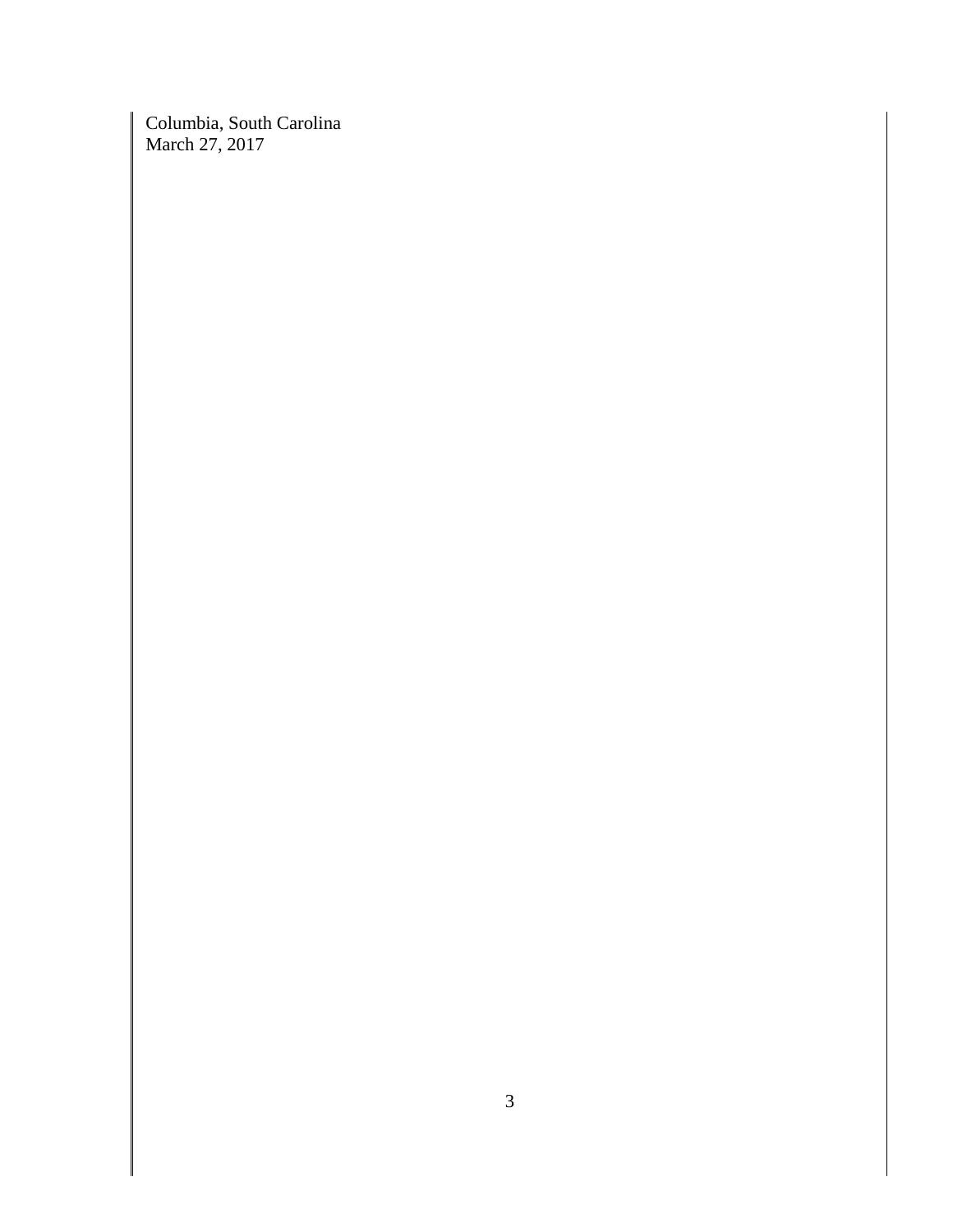Columbia, South Carolina
March 27, 2017